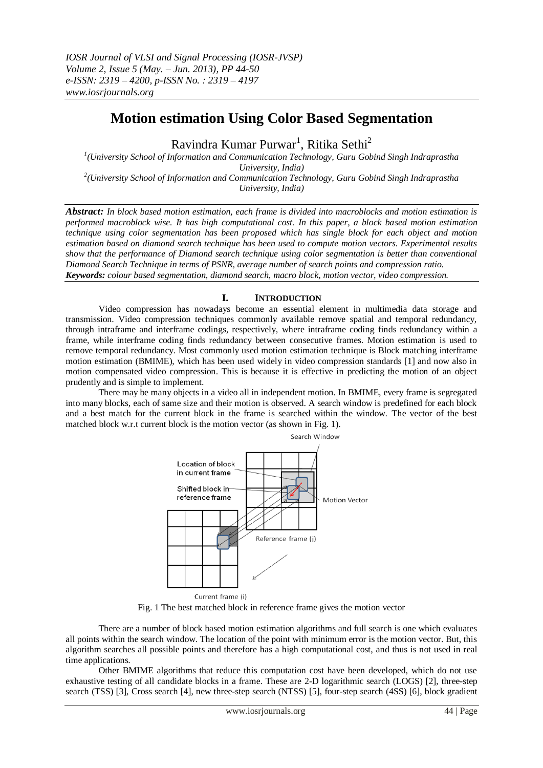# Motion estimation Using Color Based Segmentation

Ravindra Kumar Purwar[1], Ritika Sethi[2]

[1](University School of Information and Communication Technology, Guru Gobind Singh Indraprastha University, India)

[2](University School of Information and Communication Technology, Guru Gobind Singh Indraprastha University, India)

***Abstract:*** *In block based motion estimation, each frame is divided into macroblocks and motion estimation is performed macroblock wise. It has high computational cost. In this paper, a block based motion estimation technique using color segmentation has been proposed which has single block for each object and motion estimation based on diamond search technique has been used to compute motion vectors. Experimental results show that the performance of Diamond search technique using color segmentation is better than conventional Diamond Search Technique in terms of PSNR, average number of search points and compression ratio.*

***Keywords:*** *colour based segmentation, diamond search, macro block, motion vector, video compression.*

## I. Introduction

Video compression has nowadays become an essential element in multimedia data storage and transmission. Video compression techniques commonly available remove spatial and temporal redundancy, through intraframe and interframe codings, respectively, where intraframe coding finds redundancy within a frame, while interframe coding finds redundancy between consecutive frames. Motion estimation is used to remove temporal redundancy. Most commonly used motion estimation technique is Block matching interframe motion estimation (BMIME), which has been used widely in video compression standards [1] and now also in motion compensated video compression. This is because it is effective in predicting the motion of an object prudently and is simple to implement.

There may be many objects in a video all in independent motion. In BMIME, every frame is segregated into many blocks, each of same size and their motion is observed. A search window is predefined for each block and a best match for the current block in the frame is searched within the window. The vector of the best matched block w.r.t current block is the motion vector (as shown in Fig. 1).

Fig. 1 The best matched block in reference frame gives the motion vector

There are a number of block based motion estimation algorithms and full search is one which evaluates all points within the search window. The location of the point with minimum error is the motion vector. But, this algorithm searches all possible points and therefore has a high computational cost, and thus is not used in real time applications.

Other BMIME algorithms that reduce this computation cost have been developed, which do not use exhaustive testing of all candidate blocks in a frame. These are 2-D logarithmic search (LOGS) [2], three-step search (TSS) [3], Cross search [4], new three-step search (NTSS) [5], four-step search (4SS) [6], block gradient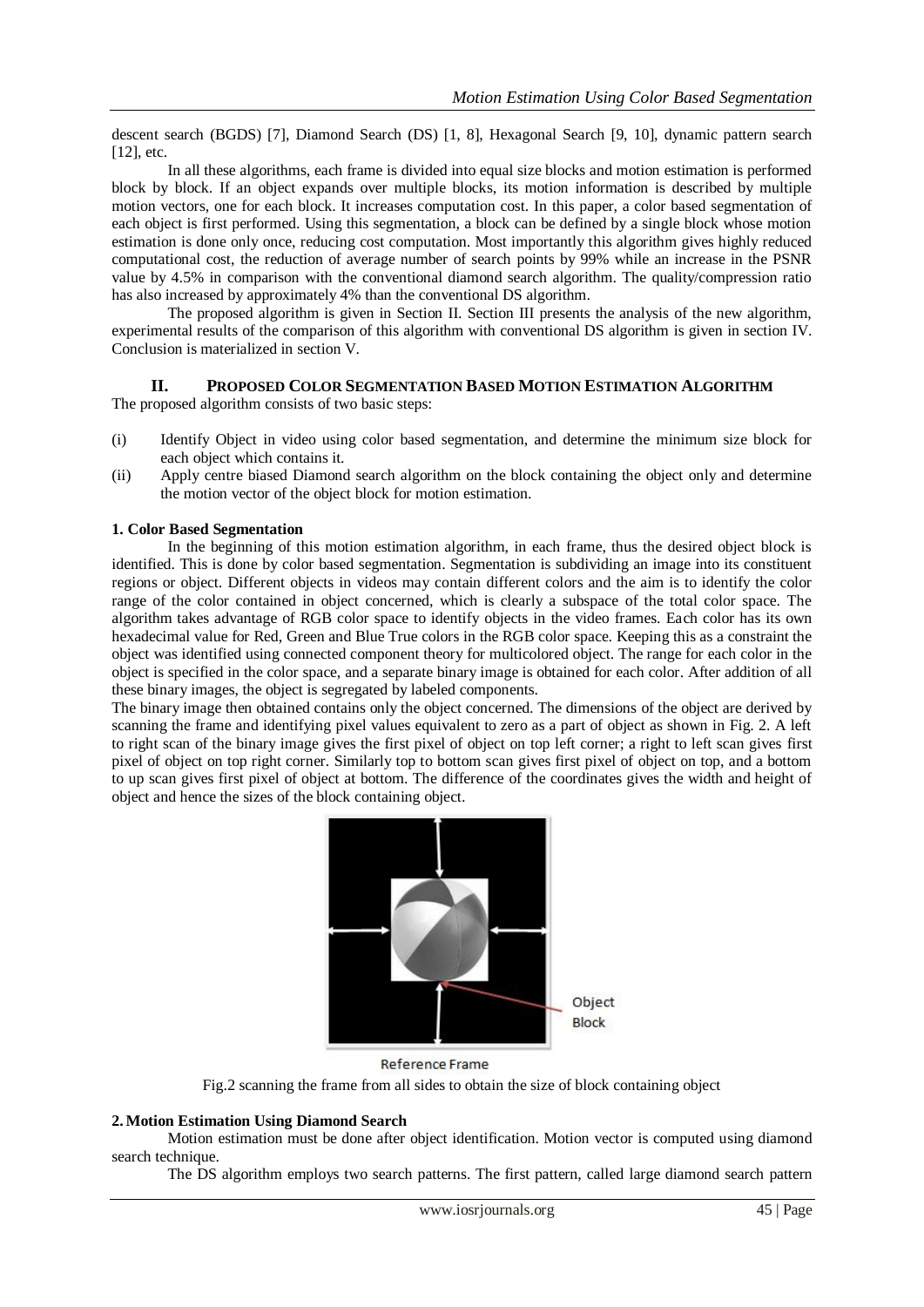descent search (BGDS) [7], Diamond Search (DS) [1, 8], Hexagonal Search [9, 10], dynamic pattern search [12], etc.

In all these algorithms, each frame is divided into equal size blocks and motion estimation is performed block by block. If an object expands over multiple blocks, its motion information is described by multiple motion vectors, one for each block. It increases computation cost. In this paper, a color based segmentation of each object is first performed. Using this segmentation, a block can be defined by a single block whose motion estimation is done only once, reducing cost computation. Most importantly this algorithm gives highly reduced computational cost, the reduction of average number of search points by 99% while an increase in the PSNR value by 4.5% in comparison with the conventional diamond search algorithm. The quality/compression ratio has also increased by approximately 4% than the conventional DS algorithm.

The proposed algorithm is given in Section II. Section III presents the analysis of the new algorithm, experimental results of the comparison of this algorithm with conventional DS algorithm is given in section IV. Conclusion is materialized in section V.

## II. PROPOSED COLOR SEGMENTATION BASED MOTION ESTIMATION ALGORITHM

The proposed algorithm consists of two basic steps:

(i) Identify Object in video using color based segmentation, and determine the minimum size block for each object which contains it.

(ii) Apply centre biased Diamond search algorithm on the block containing the object only and determine the motion vector of the object block for motion estimation.

### 1. Color Based Segmentation

In the beginning of this motion estimation algorithm, in each frame, thus the desired object block is identified. This is done by color based segmentation. Segmentation is subdividing an image into its constituent regions or object. Different objects in videos may contain different colors and the aim is to identify the color range of the color contained in object concerned, which is clearly a subspace of the total color space. The algorithm takes advantage of RGB color space to identify objects in the video frames. Each color has its own hexadecimal value for Red, Green and Blue True colors in the RGB color space. Keeping this as a constraint the object was identified using connected component theory for multicolored object. The range for each color in the object is specified in the color space, and a separate binary image is obtained for each color. After addition of all these binary images, the object is segregated by labeled components.

The binary image then obtained contains only the object concerned. The dimensions of the object are derived by scanning the frame and identifying pixel values equivalent to zero as a part of object as shown in Fig. 2. A left to right scan of the binary image gives the first pixel of object on top left corner; a right to left scan gives first pixel of object on top right corner. Similarly top to bottom scan gives first pixel of object on top, and a bottom to up scan gives first pixel of object at bottom. The difference of the coordinates gives the width and height of object and hence the sizes of the block containing object.

Object Block

Reference Frame

Fig.2 scanning the frame from all sides to obtain the size of block containing object

### 2. Motion Estimation Using Diamond Search

Motion estimation must be done after object identification. Motion vector is computed using diamond search technique.

The DS algorithm employs two search patterns. The first pattern, called large diamond search pattern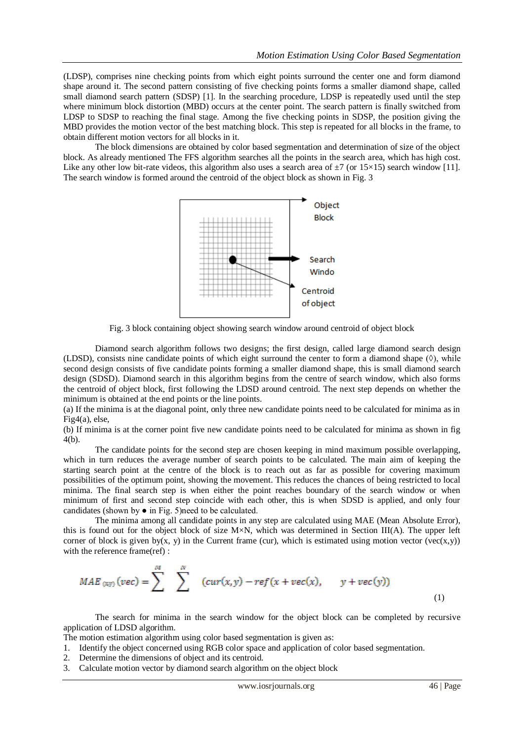(LDSP), comprises nine checking points from which eight points surround the center one and form diamond shape around it. The second pattern consisting of five checking points forms a smaller diamond shape, called small diamond search pattern (SDSP) [1]. In the searching procedure, LDSP is repeatedly used until the step where minimum block distortion (MBD) occurs at the center point. The search pattern is finally switched from LDSP to SDSP to reaching the final stage. Among the five checking points in SDSP, the position giving the MBD provides the motion vector of the best matching block. This step is repeated for all blocks in the frame, to obtain different motion vectors for all blocks in it.

The block dimensions are obtained by color based segmentation and determination of size of the object block. As already mentioned The FFS algorithm searches all the points in the search area, which has high cost. Like any other low bit-rate videos, this algorithm also uses a search area of ±7 (or 15×15) search window [11]. The search window is formed around the centroid of the object block as shown in Fig. 3

Fig. 3 block containing object showing search window around centroid of object block

Diamond search algorithm follows two designs; the first design, called large diamond search design (LDSD), consists nine candidate points of which eight surround the center to form a diamond shape (◊), while second design consists of five candidate points forming a smaller diamond shape, this is small diamond search design (SDSD). Diamond search in this algorithm begins from the centre of search window, which also forms the centroid of object block, first following the LDSD around centroid. The next step depends on whether the minimum is obtained at the end points or the line points.

(a) If the minima is at the diagonal point, only three new candidate points need to be calculated for minima as in Fig4(a), else,

(b) If minima is at the corner point five new candidate points need to be calculated for minima as shown in fig 4(b).

The candidate points for the second step are chosen keeping in mind maximum possible overlapping, which in turn reduces the average number of search points to be calculated. The main aim of keeping the starting search point at the centre of the block is to reach out as far as possible for covering maximum possibilities of the optimum point, showing the movement. This reduces the chances of being restricted to local minima. The final search step is when either the point reaches boundary of the search window or when minimum of first and second step coincide with each other, this is when SDSD is applied, and only four candidates (shown by ● in Fig. 5)need to be calculated.

The minima among all candidate points in any step are calculated using MAE (Mean Absolute Error), this is found out for the object block of size M×N, which was determined in Section III(A). The upper left corner of block is given by(x, y) in the Current frame (cur), which is estimated using motion vector (vec(x,y)) with the reference frame(ref) :

$$MAE_{(xy)}(vec) = \sum^{M} \sum^{N} \quad (cur(x,y) - ref(x + vec(x), \quad y + vec(y)) \tag{1}$$

The search for minima in the search window for the object block can be completed by recursive application of LDSD algorithm.

The motion estimation algorithm using color based segmentation is given as:

1. Identify the object concerned using RGB color space and application of color based segmentation.
2. Determine the dimensions of object and its centroid.
3. Calculate motion vector by diamond search algorithm on the object block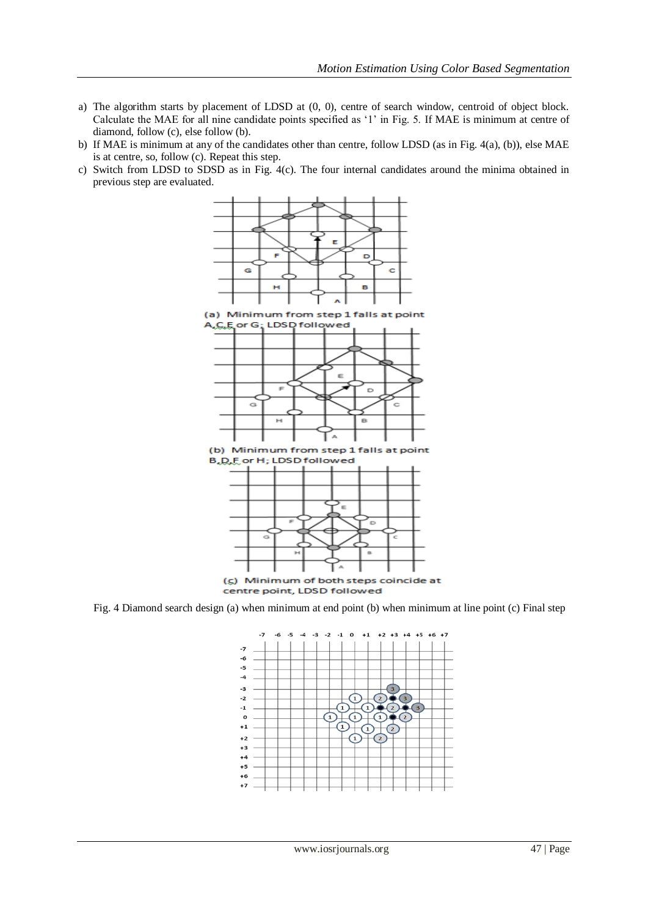a) The algorithm starts by placement of LDSD at (0, 0), centre of search window, centroid of object block. Calculate the MAE for all nine candidate points specified as '1' in Fig. 5. If MAE is minimum at centre of diamond, follow (c), else follow (b).
b) If MAE is minimum at any of the candidates other than centre, follow LDSD (as in Fig. 4(a), (b)), else MAE is at centre, so, follow (c). Repeat this step.
c) Switch from LDSD to SDSD as in Fig. 4(c). The four internal candidates around the minima obtained in previous step are evaluated.

(a) Minimum from step 1 falls at point A,C,E or G; LDSD followed

(b) Minimum from step 1 falls at point B,D,F or H; LDSD followed

(c) Minimum of both steps coincide at centre point, LDSD followed

Fig. 4 Diamond search design (a) when minimum at end point (b) when minimum at line point (c) Final step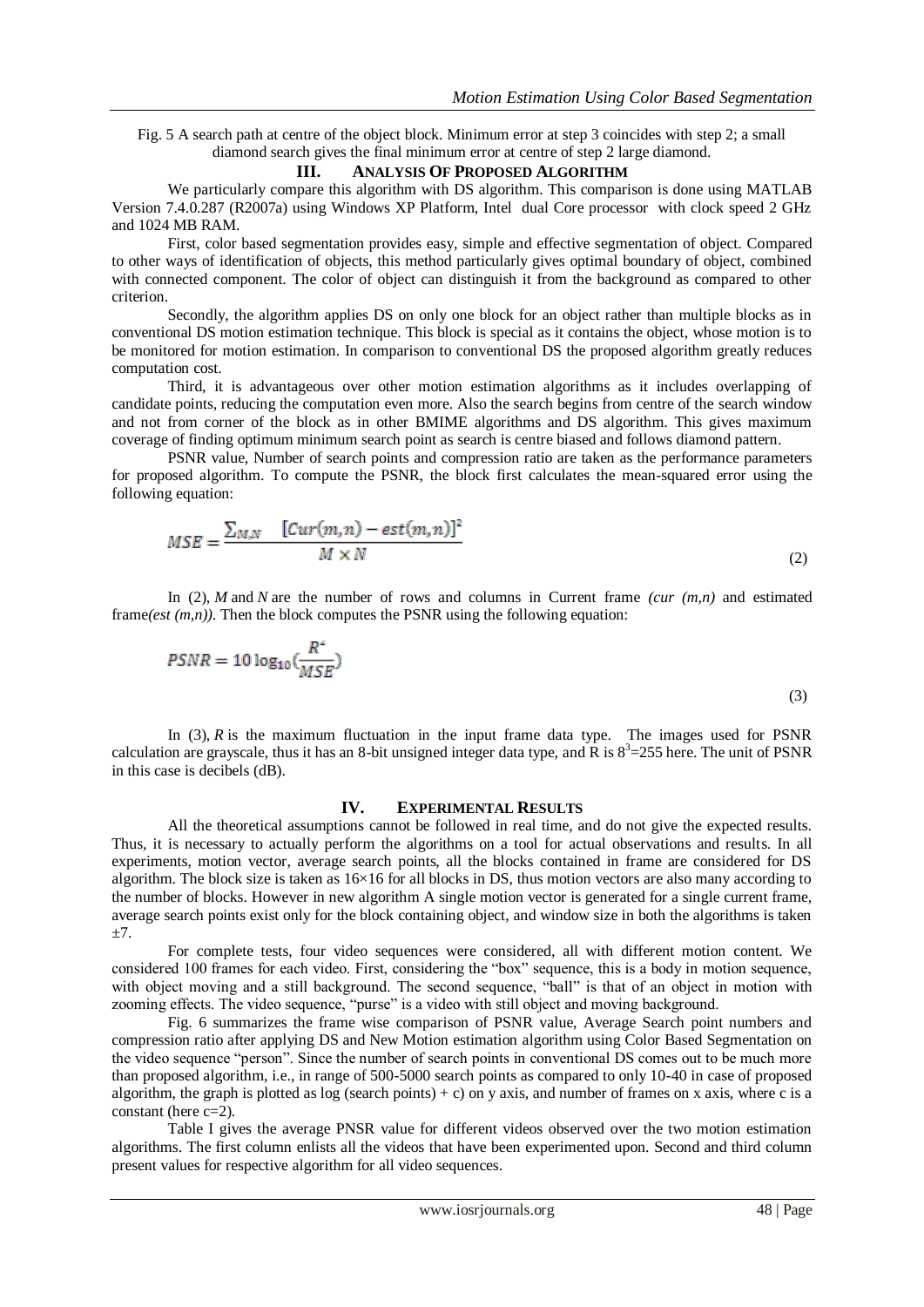Fig. 5 A search path at centre of the object block. Minimum error at step 3 coincides with step 2; a small diamond search gives the final minimum error at centre of step 2 large diamond.

## III. Analysis Of Proposed Algorithm

We particularly compare this algorithm with DS algorithm. This comparison is done using MATLAB Version 7.4.0.287 (R2007a) using Windows XP Platform, Intel dual Core processor with clock speed 2 GHz and 1024 MB RAM.

First, color based segmentation provides easy, simple and effective segmentation of object. Compared to other ways of identification of objects, this method particularly gives optimal boundary of object, combined with connected component. The color of object can distinguish it from the background as compared to other criterion.

Secondly, the algorithm applies DS on only one block for an object rather than multiple blocks as in conventional DS motion estimation technique. This block is special as it contains the object, whose motion is to be monitored for motion estimation. In comparison to conventional DS the proposed algorithm greatly reduces computation cost.

Third, it is advantageous over other motion estimation algorithms as it includes overlapping of candidate points, reducing the computation even more. Also the search begins from centre of the search window and not from corner of the block as in other BMIME algorithms and DS algorithm. This gives maximum coverage of finding optimum minimum search point as search is centre biased and follows diamond pattern.

PSNR value, Number of search points and compression ratio are taken as the performance parameters for proposed algorithm. To compute the PSNR, the block first calculates the mean-squared error using the following equation:

$$MSE = \frac{\sum_{M,N} \quad [Cur(m,n) - est(m,n)]^2}{M \times N} \tag{2}$$

In (2), *M* and *N* are the number of rows and columns in Current frame *(cur (m,n)* and estimated frame*(est (m,n))*. Then the block computes the PSNR using the following equation:

$$PSNR = 10 \log_{10}(\frac{R^2}{MSE}) \tag{3}$$

In (3), *R* is the maximum fluctuation in the input frame data type. The images used for PSNR calculation are grayscale, thus it has an 8-bit unsigned integer data type, and R is $8^3$=255 here. The unit of PSNR in this case is decibels (dB).

## IV. Experimental Results

All the theoretical assumptions cannot be followed in real time, and do not give the expected results. Thus, it is necessary to actually perform the algorithms on a tool for actual observations and results. In all experiments, motion vector, average search points, all the blocks contained in frame are considered for DS algorithm. The block size is taken as 16×16 for all blocks in DS, thus motion vectors are also many according to the number of blocks. However in new algorithm A single motion vector is generated for a single current frame, average search points exist only for the block containing object, and window size in both the algorithms is taken ±7.

For complete tests, four video sequences were considered, all with different motion content. We considered 100 frames for each video. First, considering the "box" sequence, this is a body in motion sequence, with object moving and a still background. The second sequence, "ball" is that of an object in motion with zooming effects. The video sequence, "purse" is a video with still object and moving background.

Fig. 6 summarizes the frame wise comparison of PSNR value, Average Search point numbers and compression ratio after applying DS and New Motion estimation algorithm using Color Based Segmentation on the video sequence "person". Since the number of search points in conventional DS comes out to be much more than proposed algorithm, i.e., in range of 500-5000 search points as compared to only 10-40 in case of proposed algorithm, the graph is plotted as log (search points) + c) on y axis, and number of frames on x axis, where c is a constant (here c=2).

Table I gives the average PNSR value for different videos observed over the two motion estimation algorithms. The first column enlists all the videos that have been experimented upon. Second and third column present values for respective algorithm for all video sequences.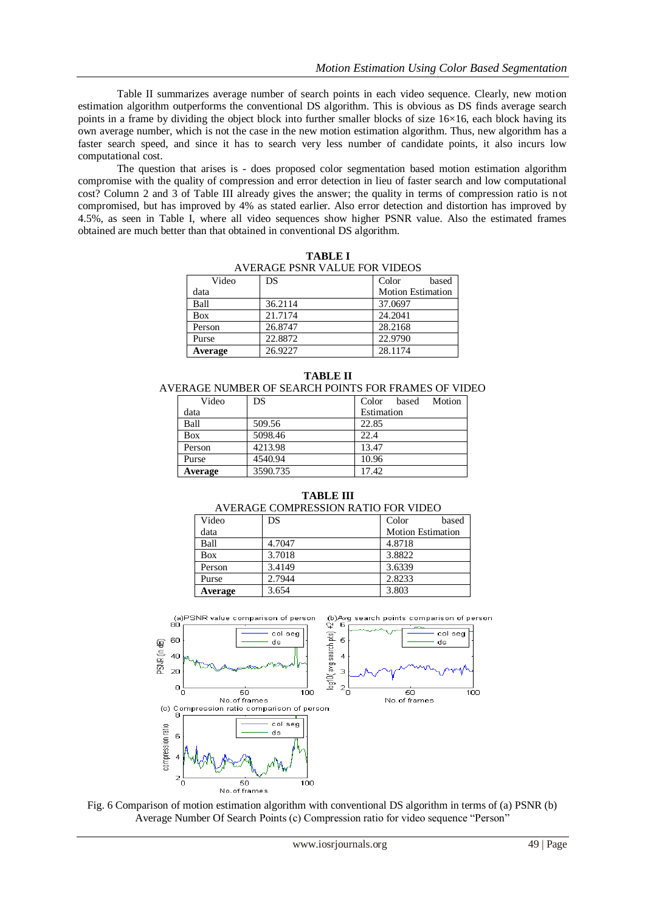Table II summarizes average number of search points in each video sequence. Clearly, new motion estimation algorithm outperforms the conventional DS algorithm. This is obvious as DS finds average search points in a frame by dividing the object block into further smaller blocks of size 16×16, each block having its own average number, which is not the case in the new motion estimation algorithm. Thus, new algorithm has a faster search speed, and since it has to search very less number of candidate points, it also incurs low computational cost.

The question that arises is - does proposed color segmentation based motion estimation algorithm compromise with the quality of compression and error detection in lieu of faster search and low computational cost? Column 2 and 3 of Table III already gives the answer; the quality in terms of compression ratio is not compromised, but has improved by 4% as stated earlier. Also error detection and distortion has improved by 4.5%, as seen in Table I, where all video sequences show higher PSNR value. Also the estimated frames obtained are much better than that obtained in conventional DS algorithm.

**TABLE I**
AVERAGE PSNR VALUE FOR VIDEOS

| Video data | DS | Color based Motion Estimation |
|---|---|---|
| Ball | 36.2114 | 37.0697 |
| Box | 21.7174 | 24.2041 |
| Person | 26.8747 | 28.2168 |
| Purse | 22.8872 | 22.9790 |
| **Average** | 26.9227 | 28.1174 |

**TABLE II**
AVERAGE NUMBER OF SEARCH POINTS FOR FRAMES OF VIDEO

| Video data | DS | Color based Motion Estimation |
|---|---|---|
| Ball | 509.56 | 22.85 |
| Box | 5098.46 | 22.4 |
| Person | 4213.98 | 13.47 |
| Purse | 4540.94 | 10.96 |
| **Average** | 3590.735 | 17.42 |

**TABLE III**
AVERAGE COMPRESSION RATIO FOR VIDEO

| Video data | DS | Color based Motion Estimation |
|---|---|---|
| Ball | 4.7047 | 4.8718 |
| Box | 3.7018 | 3.8822 |
| Person | 3.4149 | 3.6339 |
| Purse | 2.7944 | 2.8233 |
| **Average** | 3.654 | 3.803 |

Fig. 6 Comparison of motion estimation algorithm with conventional DS algorithm in terms of (a) PSNR (b) Average Number Of Search Points (c) Compression ratio for video sequence "Person"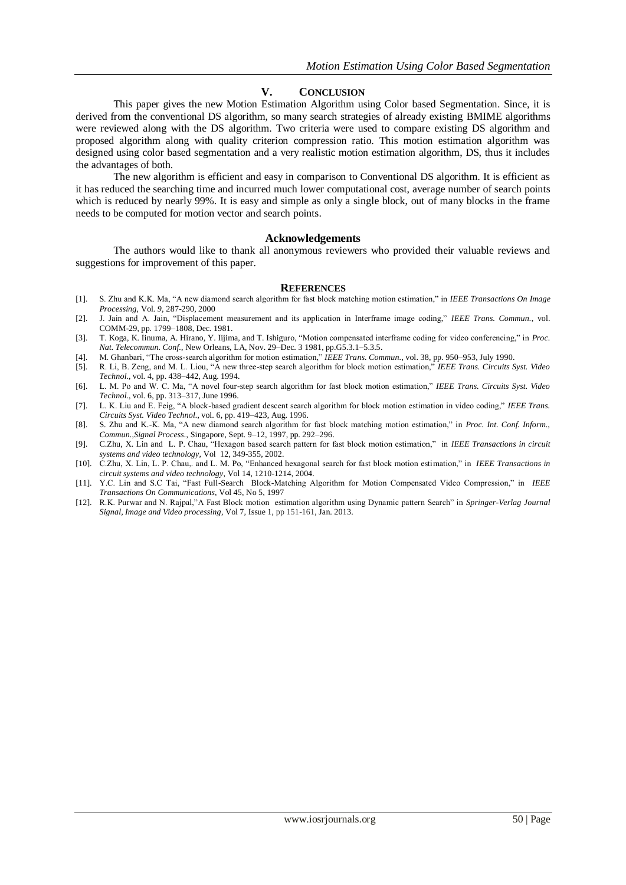## V. CONCLUSION

This paper gives the new Motion Estimation Algorithm using Color based Segmentation. Since, it is derived from the conventional DS algorithm, so many search strategies of already existing BMIME algorithms were reviewed along with the DS algorithm. Two criteria were used to compare existing DS algorithm and proposed algorithm along with quality criterion compression ratio. This motion estimation algorithm was designed using color based segmentation and a very realistic motion estimation algorithm, DS, thus it includes the advantages of both.

The new algorithm is efficient and easy in comparison to Conventional DS algorithm. It is efficient as it has reduced the searching time and incurred much lower computational cost, average number of search points which is reduced by nearly 99%. It is easy and simple as only a single block, out of many blocks in the frame needs to be computed for motion vector and search points.

## Acknowledgements

The authors would like to thank all anonymous reviewers who provided their valuable reviews and suggestions for improvement of this paper.

## REFERENCES

[1]. S. Zhu and K.K. Ma, "A new diamond search algorithm for fast block matching motion estimation," in *IEEE Transactions On Image Processing*, Vol. *9*, 287-290, 2000

[2]. J. Jain and A. Jain, "Displacement measurement and its application in Interframe image coding," *IEEE Trans. Commun.*, vol. COMM-29, pp. 1799–1808, Dec. 1981.

[3]. T. Koga, K. Iinuma, A. Hirano, Y. Iijima, and T. Ishiguro, "Motion compensated interframe coding for video conferencing," in *Proc. Nat. Telecommun. Conf.*, New Orleans, LA, Nov. 29–Dec. 3 1981, pp.G5.3.1–5.3.5.

[4]. M. Ghanbari, "The cross-search algorithm for motion estimation," *IEEE Trans. Commun.*, vol. 38, pp. 950–953, July 1990.

[5]. R. Li, B. Zeng, and M. L. Liou, "A new three-step search algorithm for block motion estimation," *IEEE Trans. Circuits Syst. Video Technol.*, vol. 4, pp. 438–442, Aug. 1994.

[6]. L. M. Po and W. C. Ma, "A novel four-step search algorithm for fast block motion estimation," *IEEE Trans. Circuits Syst. Video Technol.*, vol. 6, pp. 313–317, June 1996.

[7]. L. K. Liu and E. Feig, "A block-based gradient descent search algorithm for block motion estimation in video coding," *IEEE Trans. Circuits Syst. Video Technol.*, vol. 6, pp. 419–423, Aug. 1996.

[8]. S. Zhu and K.-K. Ma, "A new diamond search algorithm for fast block matching motion estimation," in *Proc. Int. Conf. Inform., Commun.,Signal Process.*, Singapore, Sept. 9–12, 1997, pp. 292–296.

[9]. C.Zhu, X. Lin and L. P. Chau, "Hexagon based search pattern for fast block motion estimation," in *IEEE Transactions in circuit systems and video technology*, Vol 12, 349-355, 2002.

[10]. C.Zhu, X. Lin, L. P. Chau,. and L. M. Po, "Enhanced hexagonal search for fast block motion estimation," in *IEEE Transactions in circuit systems and video technology*, Vol 14, 1210-1214, 2004.

[11]. Y.C. Lin and S.C Tai, "Fast Full-Search Block-Matching Algorithm for Motion Compensated Video Compression," in *IEEE Transactions On Communications*, Vol 45, No 5, 1997

[12]. R.K. Purwar and N. Rajpal,"A Fast Block motion estimation algorithm using Dynamic pattern Search" in *Springer-Verlag Journal Signal, Image and Video processing*, Vol 7, Issue 1, pp 151-161, Jan. 2013.